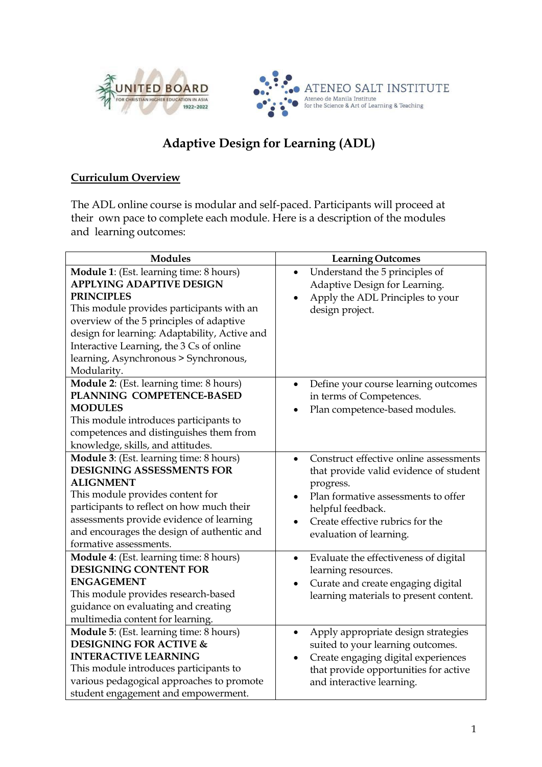# Adaptive Design for Learning (ADL)

## Curriculum Overview

The ADL online course is modular and self-paced. Participants will proceed at their own pace to complete each module. Here is a description of the modules and learning outcomes:

| Modules | Learning Outcomes |
|---|---|
| **Module 1**: (Est. learning time: 8 hours)<br>**APPLYING ADAPTIVE DESIGN PRINCIPLES**<br>This module provides participants with an overview of the 5 principles of adaptive design for learning: Adaptability, Active and Interactive Learning, the 3 Cs of online learning, Asynchronous > Synchronous, Modularity. | • Understand the 5 principles of Adaptive Design for Learning.<br>• Apply the ADL Principles to your design project. |
| **Module 2**: (Est. learning time: 8 hours)<br>**PLANNING COMPETENCE-BASED MODULES**<br>This module introduces participants to competences and distinguishes them from knowledge, skills, and attitudes. | • Define your course learning outcomes in terms of Competences.<br>• Plan competence-based modules. |
| **Module 3**: (Est. learning time: 8 hours)<br>**DESIGNING ASSESSMENTS FOR ALIGNMENT**<br>This module provides content for participants to reflect on how much their assessments provide evidence of learning and encourages the design of authentic and formative assessments. | • Construct effective online assessments that provide valid evidence of student progress.<br>• Plan formative assessments to offer helpful feedback.<br>• Create effective rubrics for the evaluation of learning. |
| **Module 4**: (Est. learning time: 8 hours)<br>**DESIGNING CONTENT FOR ENGAGEMENT**<br>This module provides research-based guidance on evaluating and creating multimedia content for learning. | • Evaluate the effectiveness of digital learning resources.<br>• Curate and create engaging digital learning materials to present content. |
| **Module 5**: (Est. learning time: 8 hours)<br>**DESIGNING FOR ACTIVE & INTERACTIVE LEARNING**<br>This module introduces participants to various pedagogical approaches to promote student engagement and empowerment. | • Apply appropriate design strategies suited to your learning outcomes.<br>• Create engaging digital experiences that provide opportunities for active and interactive learning. |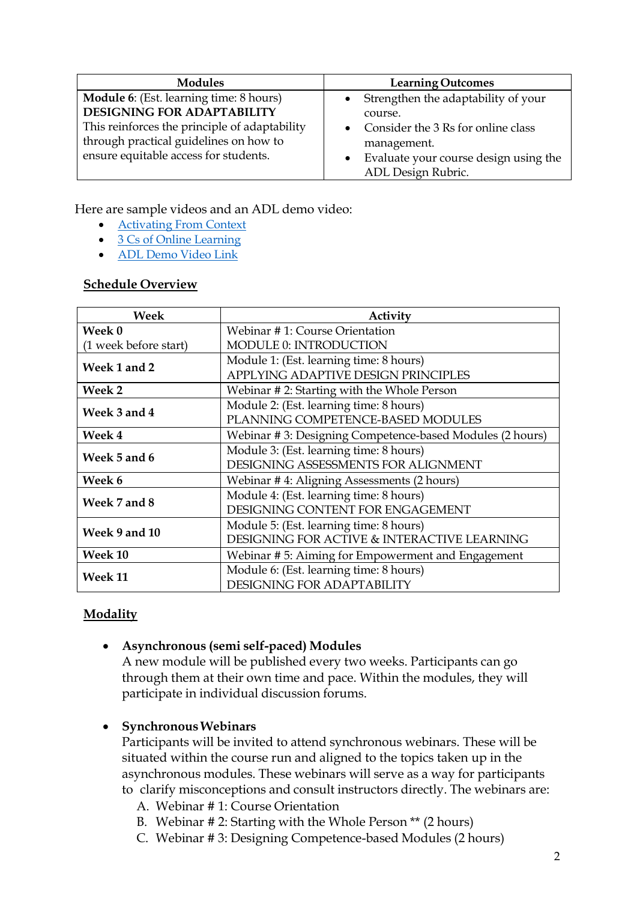| Modules | Learning Outcomes |
|---|---|
| **Module 6**: (Est. learning time: 8 hours)<br>**DESIGNING FOR ADAPTABILITY**<br>This reinforces the principle of adaptability through practical guidelines on how to ensure equitable access for students. | • Strengthen the adaptability of your course.<br>• Consider the 3 Rs for online class management.<br>• Evaluate your course design using the ADL Design Rubric. |

Here are sample videos and an ADL demo video:

- Activating From Context
- 3 Cs of Online Learning
- ADL Demo Video Link

## Schedule Overview

| Week | Activity |
|---|---|
| **Week 0**<br>(1 week before start) | Webinar # 1: Course Orientation<br>MODULE 0: INTRODUCTION |
| **Week 1 and 2** | Module 1: (Est. learning time: 8 hours)<br>APPLYING ADAPTIVE DESIGN PRINCIPLES |
| **Week 2** | Webinar # 2: Starting with the Whole Person |
| **Week 3 and 4** | Module 2: (Est. learning time: 8 hours)<br>PLANNING COMPETENCE-BASED MODULES |
| **Week 4** | Webinar # 3: Designing Competence-based Modules (2 hours) |
| **Week 5 and 6** | Module 3: (Est. learning time: 8 hours)<br>DESIGNING ASSESSMENTS FOR ALIGNMENT |
| **Week 6** | Webinar # 4: Aligning Assessments (2 hours) |
| **Week 7 and 8** | Module 4: (Est. learning time: 8 hours)<br>DESIGNING CONTENT FOR ENGAGEMENT |
| **Week 9 and 10** | Module 5: (Est. learning time: 8 hours)<br>DESIGNING FOR ACTIVE & INTERACTIVE LEARNING |
| **Week 10** | Webinar # 5: Aiming for Empowerment and Engagement |
| **Week 11** | Module 6: (Est. learning time: 8 hours)<br>DESIGNING FOR ADAPTABILITY |

## Modality

- **Asynchronous (semi self-paced) Modules**
  A new module will be published every two weeks. Participants can go through them at their own time and pace. Within the modules, they will participate in individual discussion forums.

- **Synchronous Webinars**
  Participants will be invited to attend synchronous webinars. These will be situated within the course run and aligned to the topics taken up in the asynchronous modules. These webinars will serve as a way for participants to clarify misconceptions and consult instructors directly. The webinars are:
  A. Webinar # 1: Course Orientation
  B. Webinar # 2: Starting with the Whole Person ** (2 hours)
  C. Webinar # 3: Designing Competence-based Modules (2 hours)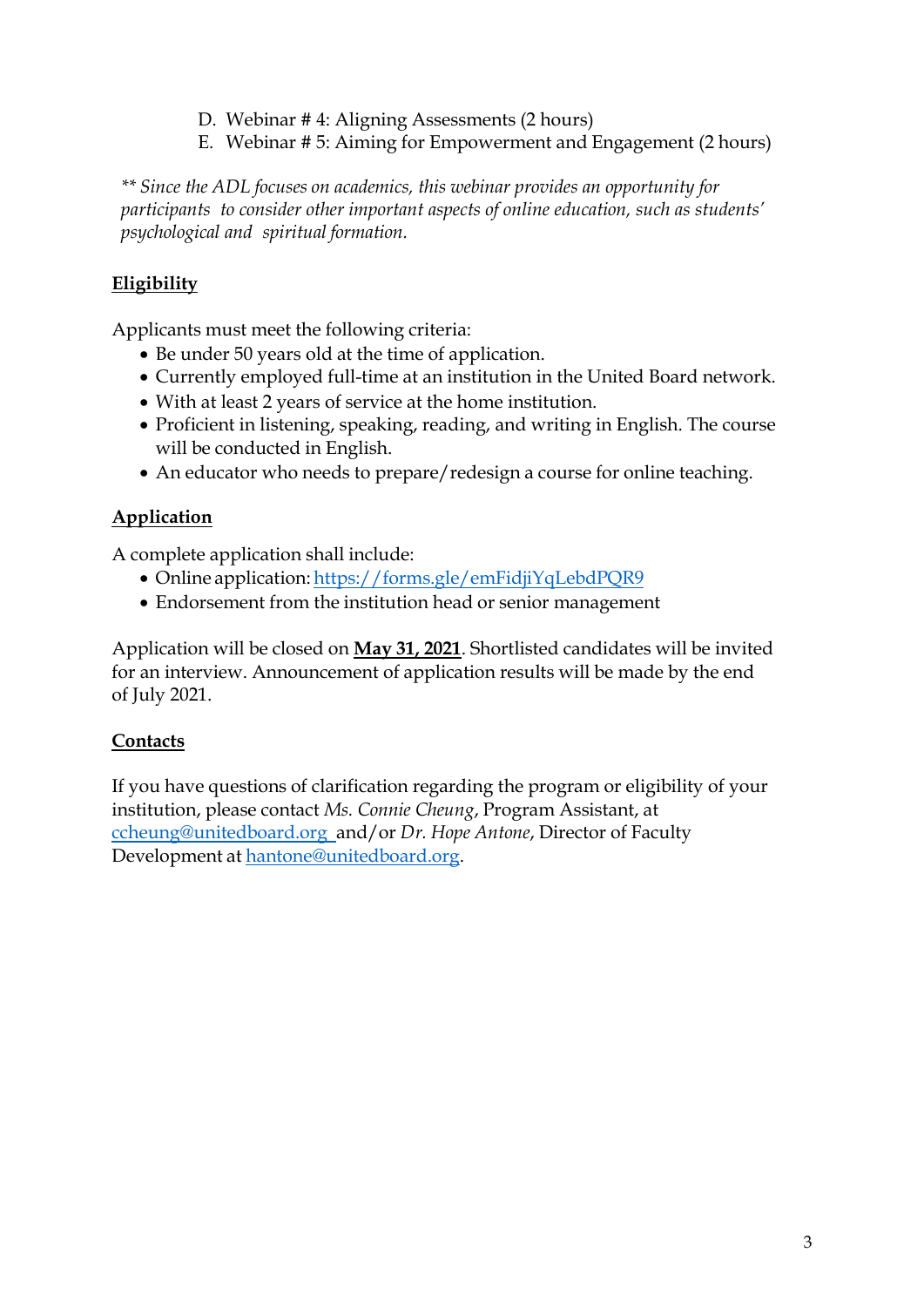D. Webinar # 4: Aligning Assessments (2 hours)
E. Webinar # 5: Aiming for Empowerment and Engagement (2 hours)

*** Since the ADL focuses on academics, this webinar provides an opportunity for participants to consider other important aspects of online education, such as students' psychological and spiritual formation.*

## Eligibility

Applicants must meet the following criteria:

- Be under 50 years old at the time of application.
- Currently employed full-time at an institution in the United Board network.
- With at least 2 years of service at the home institution.
- Proficient in listening, speaking, reading, and writing in English. The course will be conducted in English.
- An educator who needs to prepare/redesign a course for online teaching.

## Application

A complete application shall include:

- Online application: https://forms.gle/emFidjiYqLebdPQR9
- Endorsement from the institution head or senior management

Application will be closed on **May 31, 2021**. Shortlisted candidates will be invited for an interview. Announcement of application results will be made by the end of July 2021.

## Contacts

If you have questions of clarification regarding the program or eligibility of your institution, please contact *Ms. Connie Cheung*, Program Assistant, at ccheung@unitedboard.org and/or *Dr. Hope Antone*, Director of Faculty Development at hantone@unitedboard.org.